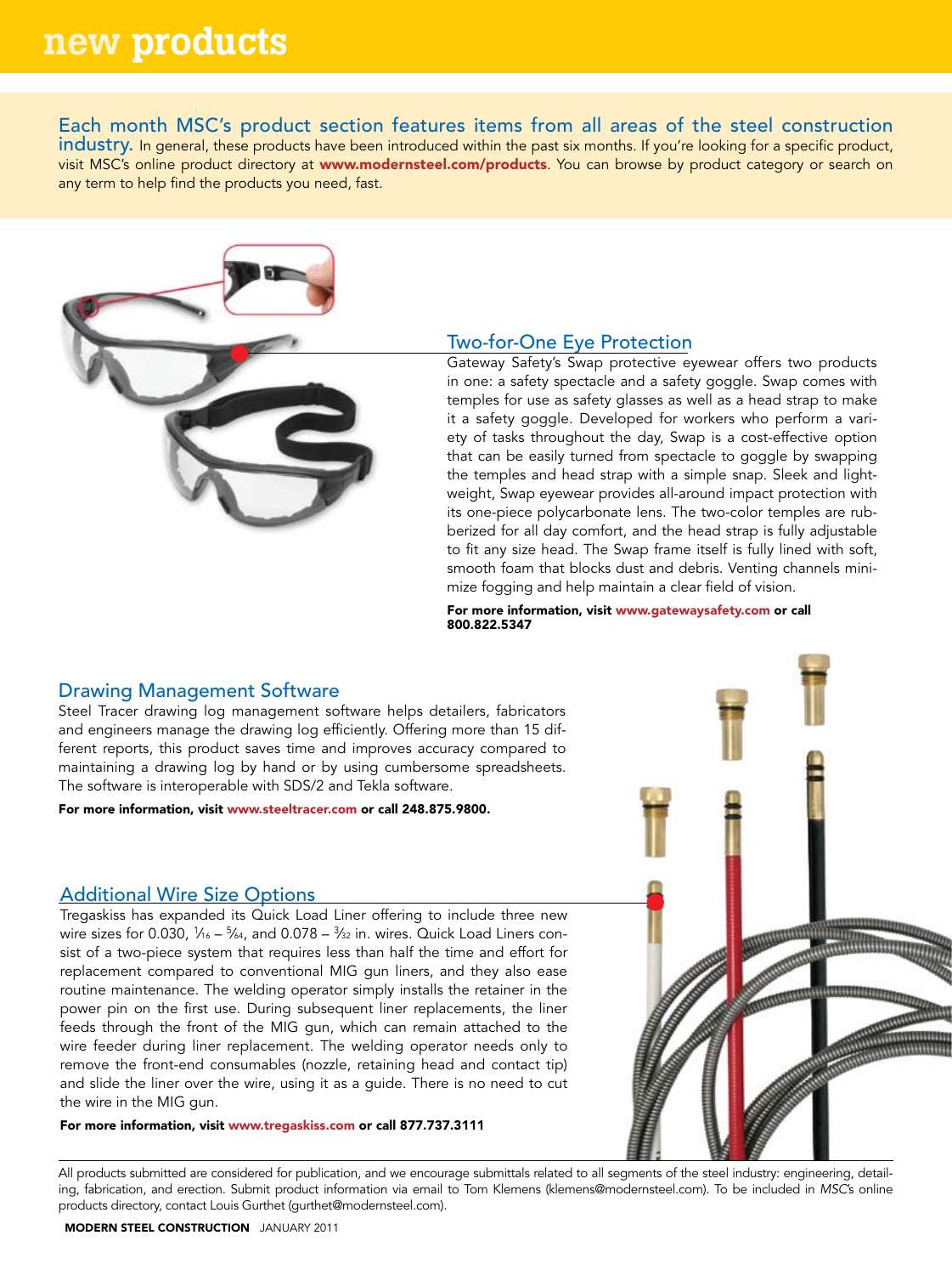# new products

**Each month MSC's product section features items from all areas of the steel construction industry.** In general, these products have been introduced within the past six months. If you're looking for a specific product, visit MSC's online product directory at **www.modernsteel.com/products**. You can browse by product category or search on any term to help find the products you need, fast.

## Two-for-One Eye Protection

Gateway Safety's Swap protective eyewear offers two products in one: a safety spectacle and a safety goggle. Swap comes with temples for use as safety glasses as well as a head strap to make it a safety goggle. Developed for workers who perform a variety of tasks throughout the day, Swap is a cost-effective option that can be easily turned from spectacle to goggle by swapping the temples and head strap with a simple snap. Sleek and lightweight, Swap eyewear provides all-around impact protection with its one-piece polycarbonate lens. The two-color temples are rubberized for all day comfort, and the head strap is fully adjustable to fit any size head. The Swap frame itself is fully lined with soft, smooth foam that blocks dust and debris. Venting channels minimize fogging and help maintain a clear field of vision.

**For more information, visit www.gatewaysafety.com or call 800.822.5347**

## Drawing Management Software

Steel Tracer drawing log management software helps detailers, fabricators and engineers manage the drawing log efficiently. Offering more than 15 different reports, this product saves time and improves accuracy compared to maintaining a drawing log by hand or by using cumbersome spreadsheets. The software is interoperable with SDS/2 and Tekla software.

**For more information, visit www.steeltracer.com or call 248.875.9800.**

## Additional Wire Size Options

Tregaskiss has expanded its Quick Load Liner offering to include three new wire sizes for 0.030, 1⁄16 – 5⁄64, and 0.078 – 3⁄32 in. wires. Quick Load Liners consist of a two-piece system that requires less than half the time and effort for replacement compared to conventional MIG gun liners, and they also ease routine maintenance. The welding operator simply installs the retainer in the power pin on the first use. During subsequent liner replacements, the liner feeds through the front of the MIG gun, which can remain attached to the wire feeder during liner replacement. The welding operator needs only to remove the front-end consumables (nozzle, retaining head and contact tip) and slide the liner over the wire, using it as a guide. There is no need to cut the wire in the MIG gun.

**For more information, visit www.tregaskiss.com or call 877.737.3111**

All products submitted are considered for publication, and we encourage submittals related to all segments of the steel industry: engineering, detailing, fabrication, and erection. Submit product information via email to Tom Klemens (klemens@modernsteel.com). To be included in *MSC*'s online products directory, contact Louis Gurthet (gurthet@modernsteel.com).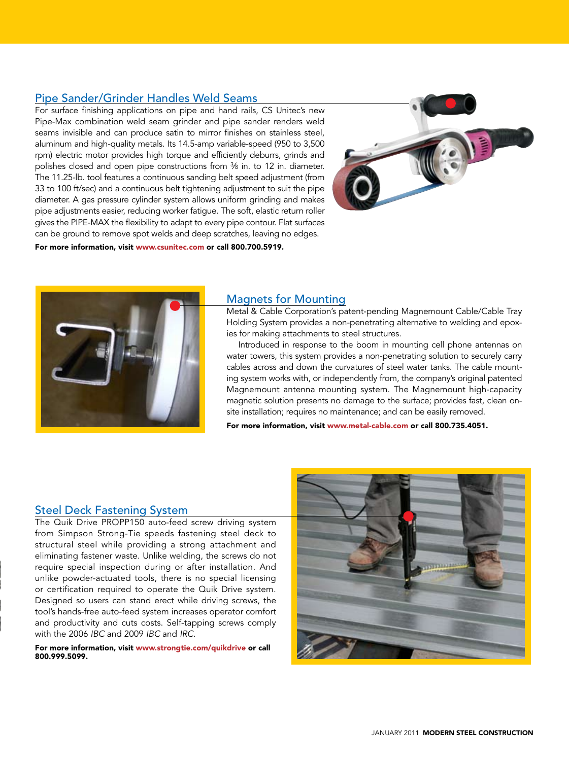## Pipe Sander/Grinder Handles Weld Seams

For surface finishing applications on pipe and hand rails, CS Unitec's new Pipe-Max combination weld seam grinder and pipe sander renders weld seams invisible and can produce satin to mirror finishes on stainless steel, aluminum and high-quality metals. Its 14.5-amp variable-speed (950 to 3,500 rpm) electric motor provides high torque and efficiently deburrs, grinds and polishes closed and open pipe constructions from ⅜ in. to 12 in. diameter. The 11.25-lb. tool features a continuous sanding belt speed adjustment (from 33 to 100 ft/sec) and a continuous belt tightening adjustment to suit the pipe diameter. A gas pressure cylinder system allows uniform grinding and makes pipe adjustments easier, reducing worker fatigue. The soft, elastic return roller gives the PIPE-MAX the flexibility to adapt to every pipe contour. Flat surfaces can be ground to remove spot welds and deep scratches, leaving no edges.

**For more information, visit www.csunitec.com or call 800.700.5919.**

## Magnets for Mounting

Metal & Cable Corporation's patent-pending Magnemount Cable/Cable Tray Holding System provides a non-penetrating alternative to welding and epoxies for making attachments to steel structures.

Introduced in response to the boom in mounting cell phone antennas on water towers, this system provides a non-penetrating solution to securely carry cables across and down the curvatures of steel water tanks. The cable mounting system works with, or independently from, the company's original patented Magnemount antenna mounting system. The Magnemount high-capacity magnetic solution presents no damage to the surface; provides fast, clean onsite installation; requires no maintenance; and can be easily removed.

**For more information, visit www.metal-cable.com or call 800.735.4051.**

## Steel Deck Fastening System

The Quik Drive PROPP150 auto-feed screw driving system from Simpson Strong-Tie speeds fastening steel deck to structural steel while providing a strong attachment and eliminating fastener waste. Unlike welding, the screws do not require special inspection during or after installation. And unlike powder-actuated tools, there is no special licensing or certification required to operate the Quik Drive system. Designed so users can stand erect while driving screws, the tool's hands-free auto-feed system increases operator comfort and productivity and cuts costs. Self-tapping screws comply with the 2006 *IBC* and 2009 *IBC* and *IRC*.

**For more information, visit www.strongtie.com/quikdrive or call 800.999.5099.**